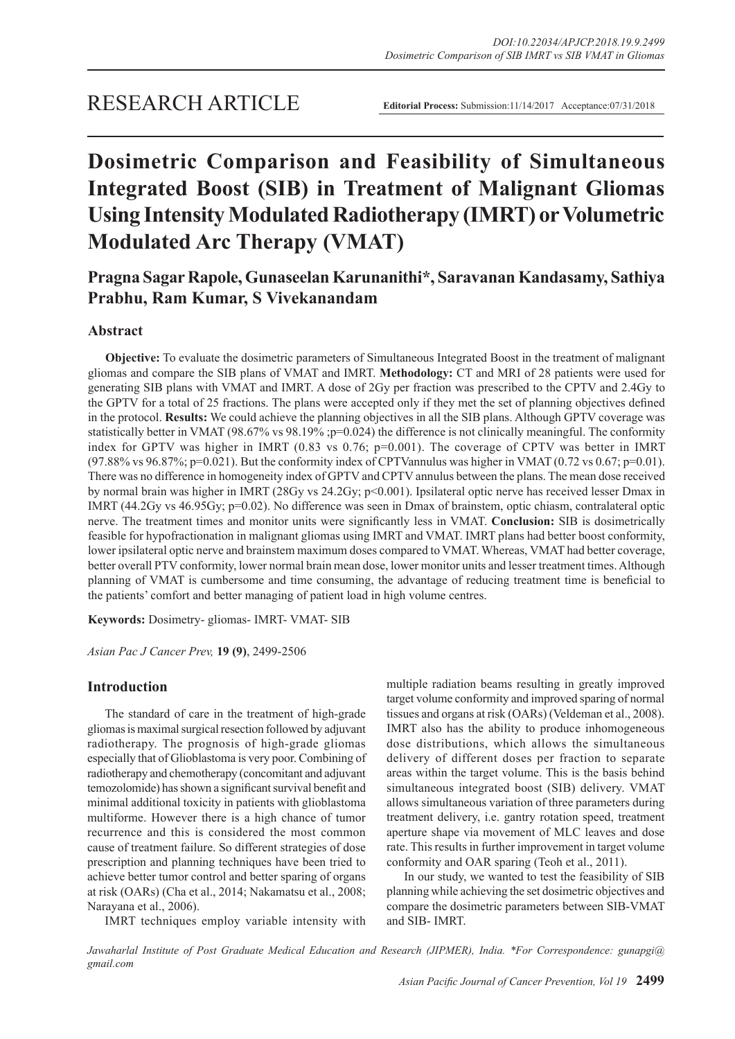RESEARCH ARTICLE

**Editorial Process:** Submission:11/14/2017 Acceptance:07/31/2018

# Dosimetric Comparison and Feasibility of Simultaneous Integrated Boost (SIB) in Treatment of Malignant Gliomas Using Intensity Modulated Radiotherapy (IMRT) or Volumetric Modulated Arc Therapy (VMAT)

**Pragna Sagar Rapole, Gunaseelan Karunanithi*, Saravanan Kandasamy, Sathiya Prabhu, Ram Kumar, S Vivekanandam**

## Abstract

**Objective:** To evaluate the dosimetric parameters of Simultaneous Integrated Boost in the treatment of malignant gliomas and compare the SIB plans of VMAT and IMRT. **Methodology:** CT and MRI of 28 patients were used for generating SIB plans with VMAT and IMRT. A dose of 2Gy per fraction was prescribed to the CPTV and 2.4Gy to the GPTV for a total of 25 fractions. The plans were accepted only if they met the set of planning objectives defined in the protocol. **Results:** We could achieve the planning objectives in all the SIB plans. Although GPTV coverage was statistically better in VMAT (98.67% vs 98.19% ;p=0.024) the difference is not clinically meaningful. The conformity index for GPTV was higher in IMRT (0.83 vs 0.76; p=0.001). The coverage of CPTV was better in IMRT (97.88% vs 96.87%; p=0.021). But the conformity index of CPTVannulus was higher in VMAT (0.72 vs 0.67; p=0.01). There was no difference in homogeneity index of GPTV and CPTV annulus between the plans. The mean dose received by normal brain was higher in IMRT (28Gy vs 24.2Gy; p<0.001). Ipsilateral optic nerve has received lesser Dmax in IMRT (44.2Gy vs 46.95Gy; p=0.02). No difference was seen in Dmax of brainstem, optic chiasm, contralateral optic nerve. The treatment times and monitor units were significantly less in VMAT. **Conclusion:** SIB is dosimetrically feasible for hypofractionation in malignant gliomas using IMRT and VMAT. IMRT plans had better boost conformity, lower ipsilateral optic nerve and brainstem maximum doses compared to VMAT. Whereas, VMAT had better coverage, better overall PTV conformity, lower normal brain mean dose, lower monitor units and lesser treatment times. Although planning of VMAT is cumbersome and time consuming, the advantage of reducing treatment time is beneficial to the patients' comfort and better managing of patient load in high volume centres.

**Keywords:** Dosimetry- gliomas- IMRT- VMAT- SIB

*Asian Pac J Cancer Prev,* **19 (9)**, 2499-2506

## Introduction

The standard of care in the treatment of high-grade gliomas is maximal surgical resection followed by adjuvant radiotherapy. The prognosis of high-grade gliomas especially that of Glioblastoma is very poor. Combining of radiotherapy and chemotherapy (concomitant and adjuvant temozolomide) has shown a significant survival benefit and minimal additional toxicity in patients with glioblastoma multiforme. However there is a high chance of tumor recurrence and this is considered the most common cause of treatment failure. So different strategies of dose prescription and planning techniques have been tried to achieve better tumor control and better sparing of organs at risk (OARs) (Cha et al., 2014; Nakamatsu et al., 2008; Narayana et al., 2006).

IMRT techniques employ variable intensity with multiple radiation beams resulting in greatly improved target volume conformity and improved sparing of normal tissues and organs at risk (OARs) (Veldeman et al., 2008). IMRT also has the ability to produce inhomogeneous dose distributions, which allows the simultaneous delivery of different doses per fraction to separate areas within the target volume. This is the basis behind simultaneous integrated boost (SIB) delivery. VMAT allows simultaneous variation of three parameters during treatment delivery, i.e. gantry rotation speed, treatment aperture shape via movement of MLC leaves and dose rate. This results in further improvement in target volume conformity and OAR sparing (Teoh et al., 2011).

In our study, we wanted to test the feasibility of SIB planning while achieving the set dosimetric objectives and compare the dosimetric parameters between SIB-VMAT and SIB- IMRT.

*Jawaharlal Institute of Post Graduate Medical Education and Research (JIPMER), India. *For Correspondence: gunapgi@gmail.com*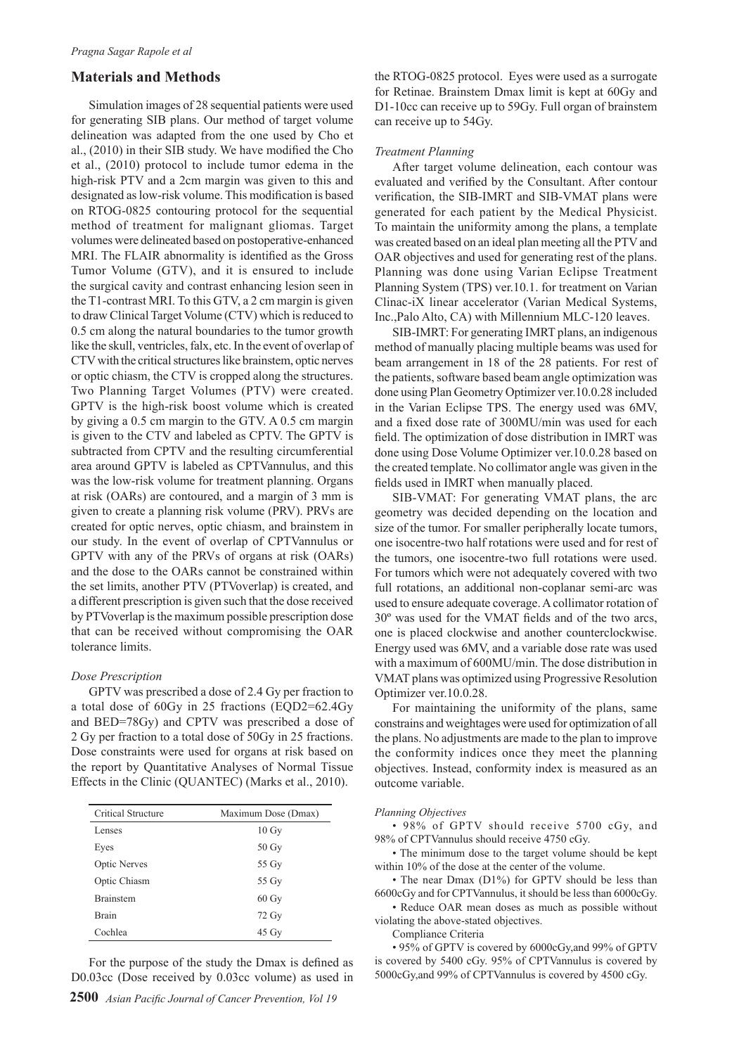## Materials and Methods

Simulation images of 28 sequential patients were used for generating SIB plans. Our method of target volume delineation was adapted from the one used by Cho et al., (2010) in their SIB study. We have modified the Cho et al., (2010) protocol to include tumor edema in the high-risk PTV and a 2cm margin was given to this and designated as low-risk volume. This modification is based on RTOG-0825 contouring protocol for the sequential method of treatment for malignant gliomas. Target volumes were delineated based on postoperative-enhanced MRI. The FLAIR abnormality is identified as the Gross Tumor Volume (GTV), and it is ensured to include the surgical cavity and contrast enhancing lesion seen in the T1-contrast MRI. To this GTV, a 2 cm margin is given to draw Clinical Target Volume (CTV) which is reduced to 0.5 cm along the natural boundaries to the tumor growth like the skull, ventricles, falx, etc. In the event of overlap of CTV with the critical structures like brainstem, optic nerves or optic chiasm, the CTV is cropped along the structures. Two Planning Target Volumes (PTV) were created. GPTV is the high-risk boost volume which is created by giving a 0.5 cm margin to the GTV. A 0.5 cm margin is given to the CTV and labeled as CPTV. The GPTV is subtracted from CPTV and the resulting circumferential area around GPTV is labeled as CPTVannulus, and this was the low-risk volume for treatment planning. Organs at risk (OARs) are contoured, and a margin of 3 mm is given to create a planning risk volume (PRV). PRVs are created for optic nerves, optic chiasm, and brainstem in our study. In the event of overlap of CPTVannulus or GPTV with any of the PRVs of organs at risk (OARs) and the dose to the OARs cannot be constrained within the set limits, another PTV (PTVoverlap) is created, and a different prescription is given such that the dose received by PTVoverlap is the maximum possible prescription dose that can be received without compromising the OAR tolerance limits.

### *Dose Prescription*

GPTV was prescribed a dose of 2.4 Gy per fraction to a total dose of 60Gy in 25 fractions (EQD2=62.4Gy and BED=78Gy) and CPTV was prescribed a dose of 2 Gy per fraction to a total dose of 50Gy in 25 fractions. Dose constraints were used for organs at risk based on the report by Quantitative Analyses of Normal Tissue Effects in the Clinic (QUANTEC) (Marks et al., 2010).

| Critical Structure | Maximum Dose (Dmax) |
|---|---|
| Lenses | 10 Gy |
| Eyes | 50 Gy |
| Optic Nerves | 55 Gy |
| Optic Chiasm | 55 Gy |
| Brainstem | 60 Gy |
| Brain | 72 Gy |
| Cochlea | 45 Gy |

For the purpose of the study the Dmax is defined as D0.03cc (Dose received by 0.03cc volume) as used in the RTOG-0825 protocol. Eyes were used as a surrogate for Retinae. Brainstem Dmax limit is kept at 60Gy and D1-10cc can receive up to 59Gy. Full organ of brainstem can receive up to 54Gy.

### *Treatment Planning*

After target volume delineation, each contour was evaluated and verified by the Consultant. After contour verification, the SIB-IMRT and SIB-VMAT plans were generated for each patient by the Medical Physicist. To maintain the uniformity among the plans, a template was created based on an ideal plan meeting all the PTV and OAR objectives and used for generating rest of the plans. Planning was done using Varian Eclipse Treatment Planning System (TPS) ver.10.1. for treatment on Varian Clinac-iX linear accelerator (Varian Medical Systems, Inc.,Palo Alto, CA) with Millennium MLC-120 leaves.

SIB-IMRT: For generating IMRT plans, an indigenous method of manually placing multiple beams was used for beam arrangement in 18 of the 28 patients. For rest of the patients, software based beam angle optimization was done using Plan Geometry Optimizer ver.10.0.28 included in the Varian Eclipse TPS. The energy used was 6MV, and a fixed dose rate of 300MU/min was used for each field. The optimization of dose distribution in IMRT was done using Dose Volume Optimizer ver.10.0.28 based on the created template. No collimator angle was given in the fields used in IMRT when manually placed.

SIB-VMAT: For generating VMAT plans, the arc geometry was decided depending on the location and size of the tumor. For smaller peripherally locate tumors, one isocentre-two half rotations were used and for rest of the tumors, one isocentre-two full rotations were used. For tumors which were not adequately covered with two full rotations, an additional non-coplanar semi-arc was used to ensure adequate coverage. A collimator rotation of 30º was used for the VMAT fields and of the two arcs, one is placed clockwise and another counterclockwise. Energy used was 6MV, and a variable dose rate was used with a maximum of 600MU/min. The dose distribution in VMAT plans was optimized using Progressive Resolution Optimizer ver.10.0.28.

For maintaining the uniformity of the plans, same constrains and weightages were used for optimization of all the plans. No adjustments are made to the plan to improve the conformity indices once they meet the planning objectives. Instead, conformity index is measured as an outcome variable.

### *Planning Objectives*

- 98% of GPTV should receive 5700 cGy, and 98% of CPTVannulus should receive 4750 cGy.
- The minimum dose to the target volume should be kept within 10% of the dose at the center of the volume.
- The near Dmax (D1%) for GPTV should be less than 6600cGy and for CPTVannulus, it should be less than 6000cGy.
- Reduce OAR mean doses as much as possible without violating the above-stated objectives.

Compliance Criteria

- 95% of GPTV is covered by 6000cGy,and 99% of GPTV is covered by 5400 cGy. 95% of CPTVannulus is covered by 5000cGy,and 99% of CPTVannulus is covered by 4500 cGy.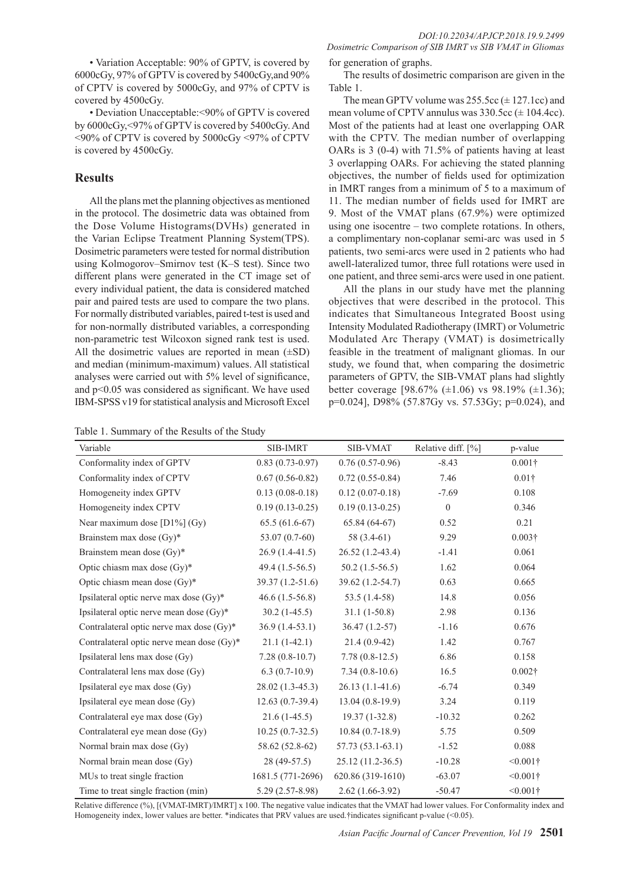• Variation Acceptable: 90% of GPTV, is covered by 6000cGy, 97% of GPTV is covered by 5400cGy,and 90% of CPTV is covered by 5000cGy, and 97% of CPTV is covered by 4500cGy.

• Deviation Unacceptable:<90% of GPTV is covered by 6000cGy,<97% of GPTV is covered by 5400cGy. And <90% of CPTV is covered by 5000cGy <97% of CPTV is covered by 4500cGy.

## Results

All the plans met the planning objectives as mentioned in the protocol. The dosimetric data was obtained from the Dose Volume Histograms(DVHs) generated in the Varian Eclipse Treatment Planning System(TPS). Dosimetric parameters were tested for normal distribution using Kolmogorov–Smirnov test (K–S test). Since two different plans were generated in the CT image set of every individual patient, the data is considered matched pair and paired tests are used to compare the two plans. For normally distributed variables, paired t-test is used and for non-normally distributed variables, a corresponding non-parametric test Wilcoxon signed rank test is used. All the dosimetric values are reported in mean (±SD) and median (minimum-maximum) values. All statistical analyses were carried out with 5% level of significance, and p<0.05 was considered as significant. We have used IBM-SPSS v19 for statistical analysis and Microsoft Excel for generation of graphs.

The results of dosimetric comparison are given in the Table 1.

The mean GPTV volume was 255.5cc (± 127.1cc) and mean volume of CPTV annulus was 330.5cc (± 104.4cc). Most of the patients had at least one overlapping OAR with the CPTV. The median number of overlapping OARs is 3 (0-4) with 71.5% of patients having at least 3 overlapping OARs. For achieving the stated planning objectives, the number of fields used for optimization in IMRT ranges from a minimum of 5 to a maximum of 11. The median number of fields used for IMRT are 9. Most of the VMAT plans (67.9%) were optimized using one isocentre – two complete rotations. In others, a complimentary non-coplanar semi-arc was used in 5 patients, two semi-arcs were used in 2 patients who had awell-lateralized tumor, three full rotations were used in one patient, and three semi-arcs were used in one patient.

All the plans in our study have met the planning objectives that were described in the protocol. This indicates that Simultaneous Integrated Boost using Intensity Modulated Radiotherapy (IMRT) or Volumetric Modulated Arc Therapy (VMAT) is dosimetrically feasible in the treatment of malignant gliomas. In our study, we found that, when comparing the dosimetric parameters of GPTV, the SIB-VMAT plans had slightly better coverage [98.67% (±1.06) vs 98.19% (±1.36); p=0.024], D98% (57.87Gy vs. 57.53Gy; p=0.024), and

Table 1. Summary of the Results of the Study

| Variable | SIB-IMRT | SIB-VMAT | Relative diff. [%] | p-value |
|---|---|---|---|---|
| Conformality index of GPTV | 0.83 (0.73-0.97) | 0.76 (0.57-0.96) | -8.43 | 0.001† |
| Conformality index of CPTV | 0.67 (0.56-0.82) | 0.72 (0.55-0.84) | 7.46 | 0.01† |
| Homogeneity index GPTV | 0.13 (0.08-0.18) | 0.12 (0.07-0.18) | -7.69 | 0.108 |
| Homogeneity index CPTV | 0.19 (0.13-0.25) | 0.19 (0.13-0.25) | 0 | 0.346 |
| Near maximum dose [D1%] (Gy) | 65.5 (61.6-67) | 65.84 (64-67) | 0.52 | 0.21 |
| Brainstem max dose (Gy)* | 53.07 (0.7-60) | 58 (3.4-61) | 9.29 | 0.003† |
| Brainstem mean dose (Gy)* | 26.9 (1.4-41.5) | 26.52 (1.2-43.4) | -1.41 | 0.061 |
| Optic chiasm max dose (Gy)* | 49.4 (1.5-56.5) | 50.2 (1.5-56.5) | 1.62 | 0.064 |
| Optic chiasm mean dose (Gy)* | 39.37 (1.2-51.6) | 39.62 (1.2-54.7) | 0.63 | 0.665 |
| Ipsilateral optic nerve max dose (Gy)* | 46.6 (1.5-56.8) | 53.5 (1.4-58) | 14.8 | 0.056 |
| Ipsilateral optic nerve mean dose (Gy)* | 30.2 (1-45.5) | 31.1 (1-50.8) | 2.98 | 0.136 |
| Contralateral optic nerve max dose (Gy)* | 36.9 (1.4-53.1) | 36.47 (1.2-57) | -1.16 | 0.676 |
| Contralateral optic nerve mean dose (Gy)* | 21.1 (1-42.1) | 21.4 (0.9-42) | 1.42 | 0.767 |
| Ipsilateral lens max dose (Gy) | 7.28 (0.8-10.7) | 7.78 (0.8-12.5) | 6.86 | 0.158 |
| Contralateral lens max dose (Gy) | 6.3 (0.7-10.9) | 7.34 (0.8-10.6) | 16.5 | 0.002† |
| Ipsilateral eye max dose (Gy) | 28.02 (1.3-45.3) | 26.13 (1.1-41.6) | -6.74 | 0.349 |
| Ipsilateral eye mean dose (Gy) | 12.63 (0.7-39.4) | 13.04 (0.8-19.9) | 3.24 | 0.119 |
| Contralateral eye max dose (Gy) | 21.6 (1-45.5) | 19.37 (1-32.8) | -10.32 | 0.262 |
| Contralateral eye mean dose (Gy) | 10.25 (0.7-32.5) | 10.84 (0.7-18.9) | 5.75 | 0.509 |
| Normal brain max dose (Gy) | 58.62 (52.8-62) | 57.73 (53.1-63.1) | -1.52 | 0.088 |
| Normal brain mean dose (Gy) | 28 (49-57.5) | 25.12 (11.2-36.5) | -10.28 | <0.001† |
| MUs to treat single fraction | 1681.5 (771-2696) | 620.86 (319-1610) | -63.07 | <0.001† |
| Time to treat single fraction (min) | 5.29 (2.57-8.98) | 2.62 (1.66-3.92) | -50.47 | <0.001† |

Relative difference (%), [(VMAT-IMRT)/IMRT] x 100. The negative value indicates that the VMAT had lower values. For Conformality index and Homogeneity index, lower values are better. *indicates that PRV values are used.†indicates significant p-value (<0.05).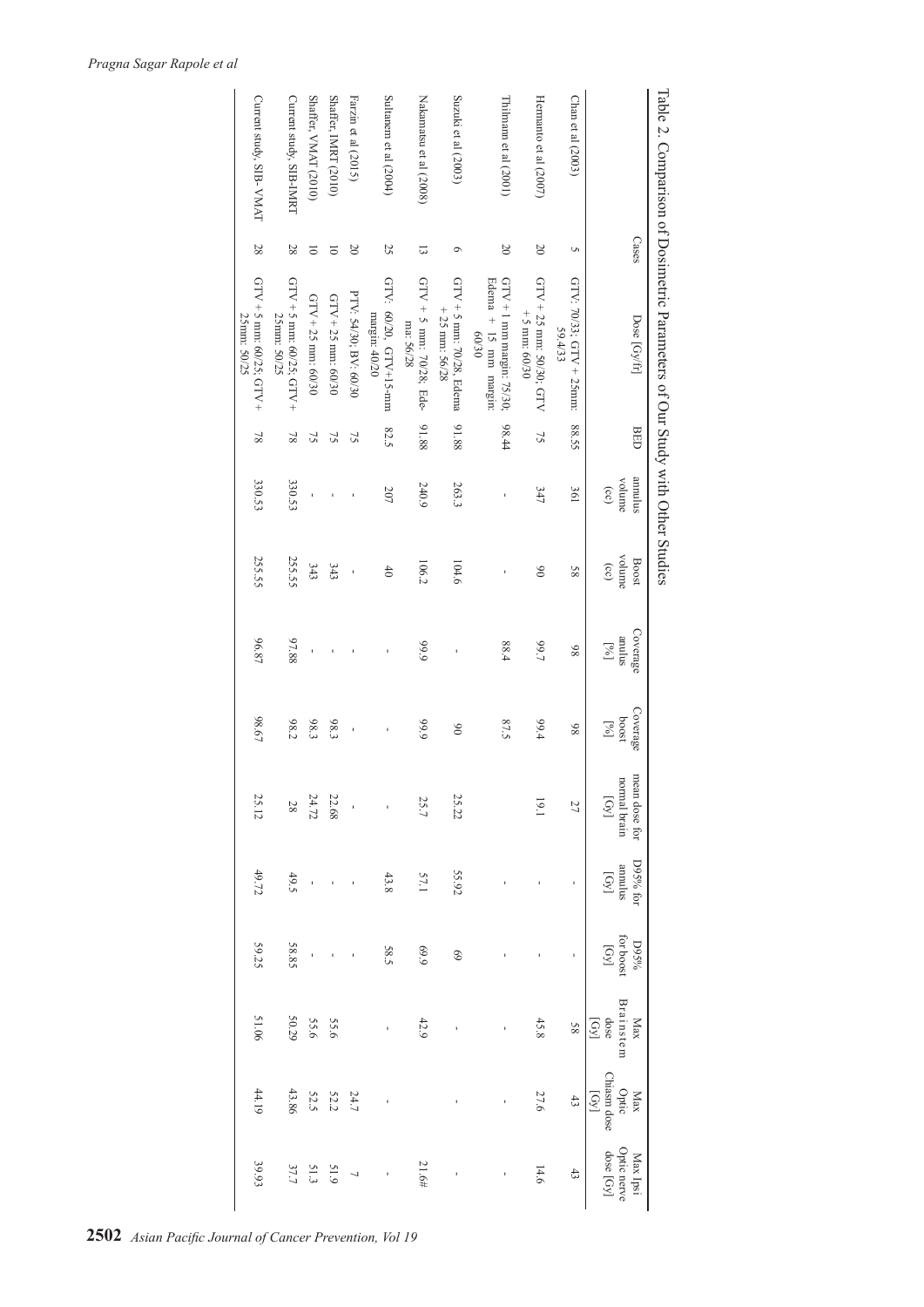Table 2. Comparison of Dosimetric Parameters of Our Study with Other Studies

| | Cases | Dose [Gy/fr] | BED | annulus volume (cc) | Boost volume (cc) | Coverage anulus [%] | Coverage boost [%] | mean dose for normal brain [Gy] | D95% for annulus [Gy] | D95% for boost [Gy] | Max Brainstem dose [Gy] | Max Optic Chiasm dose [Gy] | Max Ipsi Optic nerve dose [Gy] |
|---|---|---|---|---|---|---|---|---|---|---|---|---|---|
| Chan et al (2003) | 5 | GTV: 70/33; GTV + 25mm: 59.4/33 | 88.55 | 361 | 58 | 98 | 98 | 27 | - | - | 58 | 43 | 43 |
| Hermanto et al (2007) | 20 | GTV + 25 mm: 50/30; GTV + 5 mm: 60/30 | 75 | 347 | 90 | 99.7 | 99.4 | 19.1 | - | - | 45.8 | 27.6 | 14.6 |
| Thilmann et al (2001) | 20 | GTV + 1 mm margin: 75/30; Edema + 15 mm margin: 60/30 | 98.44 | - | - | 88.4 | 87.5 | | - | - | - | - | - |
| Suzuki et al (2003) | 6 | GTV + 5 mm: 70/28, Edema + 25 mm: 56/28 | 91.88 | 263.3 | 104.6 | - | 90 | 25.22 | 55.92 | 69 | - | - | - |
| Nakamatsu et al (2008) | 13 | GTV + 5 mm: 70/28, Edema: 56/28 | 91.88 | 240.9 | 106.2 | 99.9 | 99.9 | 25.7 | 57.1 | 69.9 | 42.9 | | 21.6# |
| Sultanem et al (2004) | 25 | GTV: 60/20, GTV+15-mm margin: 40/20 | 82.5 | 207 | 40 | - | - | - | 43.8 | 58.5 | - | - | - |
| Farzin et al (2015) | 20 | PTV: 54/30; BV: 60/30 | 75 | - | - | - | - | - | - | - | | 24.7 | 7 |
| Shaffer, IMRT (2010) | 10 | GTV + 25 mm: 60/30 | 75 | - | 343 | - | 98.3 | 22.68 | - | - | 55.6 | 52.2 | 51.9 |
| Shaffer, VMAT (2010) | 10 | GTV + 25 mm: 60/30 | 75 | - | 343 | - | 98.3 | 24.72 | - | - | 55.6 | 52.5 | 51.3 |
| Current study, SIB-IMRT | 28 | GTV + 5 mm: 60/25; GTV + 25mm: 50/25 | 78 | 330.53 | 255.55 | 97.88 | 98.2 | 28 | 49.5 | 58.85 | 50.29 | 43.86 | 37.7 |
| Current study, SIB-VMAT | 28 | GTV + 5 mm: 60/25; GTV + 25mm: 50/25 | 78 | 330.53 | 255.55 | 96.87 | 98.67 | 25.12 | 49.72 | 59.25 | 51.06 | 44.19 | 39.93 |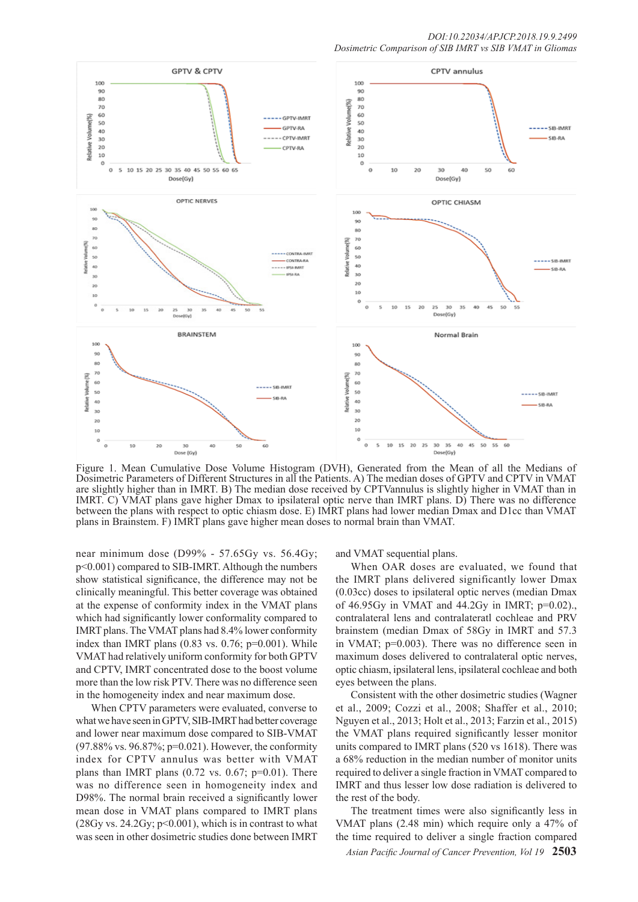Figure 1. Mean Cumulative Dose Volume Histogram (DVH), Generated from the Mean of all the Medians of Dosimetric Parameters of Different Structures in all the Patients. A) The median doses of GPTV and CPTV in VMAT are slightly higher than in IMRT. B) The median dose received by CPTVannulus is slightly higher in VMAT than in IMRT. C) VMAT plans gave higher Dmax to ipsilateral optic nerve than IMRT plans. D) There was no difference between the plans with respect to optic chiasm dose. E) IMRT plans had lower median Dmax and D1cc than VMAT plans in Brainstem. F) IMRT plans gave higher mean doses to normal brain than VMAT.

near minimum dose (D99% - 57.65Gy vs. 56.4Gy; $p<0.001$) compared to SIB-IMRT. Although the numbers show statistical significance, the difference may not be clinically meaningful. This better coverage was obtained at the expense of conformity index in the VMAT plans which had significantly lower conformality compared to IMRT plans. The VMAT plans had 8.4% lower conformity index than IMRT plans (0.83 vs. 0.76; $p=0.001$). While VMAT had relatively uniform conformity for both GPTV and CPTV, IMRT concentrated dose to the boost volume more than the low risk PTV. There was no difference seen in the homogeneity index and near maximum dose.

When CPTV parameters were evaluated, converse to what we have seen in GPTV, SIB-IMRT had better coverage and lower near maximum dose compared to SIB-VMAT (97.88% vs. 96.87%; $p=0.021$). However, the conformity index for CPTV annulus was better with VMAT plans than IMRT plans (0.72 vs. 0.67; $p=0.01$). There was no difference seen in homogeneity index and D98%. The normal brain received a significantly lower mean dose in VMAT plans compared to IMRT plans (28Gy vs. 24.2Gy; $p<0.001$), which is in contrast to what was seen in other dosimetric studies done between IMRT and VMAT sequential plans.

When OAR doses are evaluated, we found that the IMRT plans delivered significantly lower Dmax (0.03cc) doses to ipsilateral optic nerves (median Dmax of 46.95Gy in VMAT and 44.2Gy in IMRT; $p=0.02$)., contralateral lens and contralateratl cochleae and PRV brainstem (median Dmax of 58Gy in IMRT and 57.3 in VMAT; $p=0.003$). There was no difference seen in maximum doses delivered to contralateral optic nerves, optic chiasm, ipsilateral lens, ipsilateral cochleae and both eyes between the plans.

Consistent with the other dosimetric studies (Wagner et al., 2009; Cozzi et al., 2008; Shaffer et al., 2010; Nguyen et al., 2013; Holt et al., 2013; Farzin et al., 2015) the VMAT plans required significantly lesser monitor units compared to IMRT plans (520 vs 1618). There was a 68% reduction in the median number of monitor units required to deliver a single fraction in VMAT compared to IMRT and thus lesser low dose radiation is delivered to the rest of the body.

The treatment times were also significantly less in VMAT plans (2.48 min) which require only a 47% of the time required to deliver a single fraction compared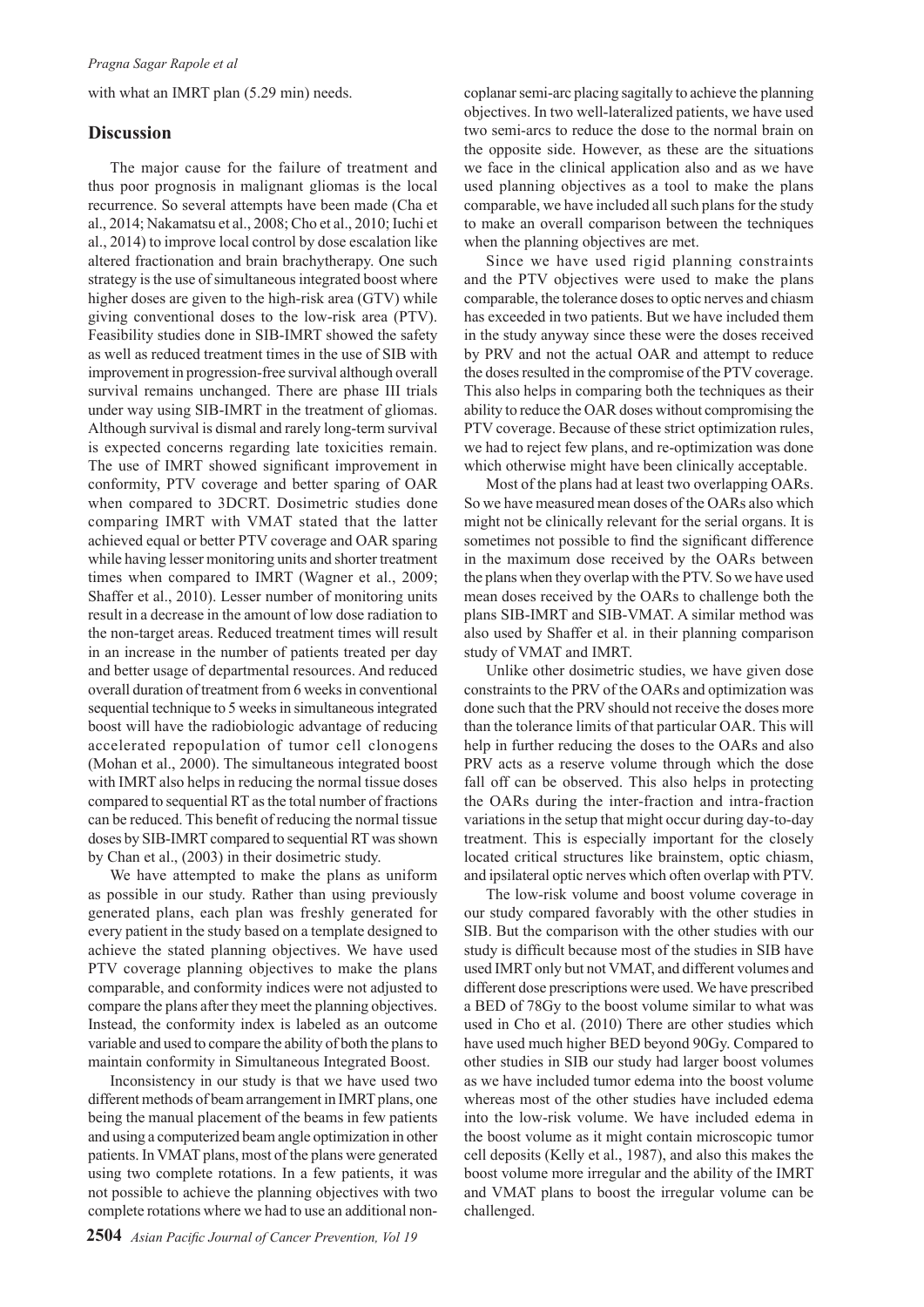with what an IMRT plan (5.29 min) needs.

## Discussion

The major cause for the failure of treatment and thus poor prognosis in malignant gliomas is the local recurrence. So several attempts have been made (Cha et al., 2014; Nakamatsu et al., 2008; Cho et al., 2010; Iuchi et al., 2014) to improve local control by dose escalation like altered fractionation and brain brachytherapy. One such strategy is the use of simultaneous integrated boost where higher doses are given to the high-risk area (GTV) while giving conventional doses to the low-risk area (PTV). Feasibility studies done in SIB-IMRT showed the safety as well as reduced treatment times in the use of SIB with improvement in progression-free survival although overall survival remains unchanged. There are phase III trials under way using SIB-IMRT in the treatment of gliomas. Although survival is dismal and rarely long-term survival is expected concerns regarding late toxicities remain. The use of IMRT showed significant improvement in conformity, PTV coverage and better sparing of OAR when compared to 3DCRT. Dosimetric studies done comparing IMRT with VMAT stated that the latter achieved equal or better PTV coverage and OAR sparing while having lesser monitoring units and shorter treatment times when compared to IMRT (Wagner et al., 2009; Shaffer et al., 2010). Lesser number of monitoring units result in a decrease in the amount of low dose radiation to the non-target areas. Reduced treatment times will result in an increase in the number of patients treated per day and better usage of departmental resources. And reduced overall duration of treatment from 6 weeks in conventional sequential technique to 5 weeks in simultaneous integrated boost will have the radiobiologic advantage of reducing accelerated repopulation of tumor cell clonogens (Mohan et al., 2000). The simultaneous integrated boost with IMRT also helps in reducing the normal tissue doses compared to sequential RT as the total number of fractions can be reduced. This benefit of reducing the normal tissue doses by SIB-IMRT compared to sequential RT was shown by Chan et al., (2003) in their dosimetric study.

We have attempted to make the plans as uniform as possible in our study. Rather than using previously generated plans, each plan was freshly generated for every patient in the study based on a template designed to achieve the stated planning objectives. We have used PTV coverage planning objectives to make the plans comparable, and conformity indices were not adjusted to compare the plans after they meet the planning objectives. Instead, the conformity index is labeled as an outcome variable and used to compare the ability of both the plans to maintain conformity in Simultaneous Integrated Boost.

Inconsistency in our study is that we have used two different methods of beam arrangement in IMRT plans, one being the manual placement of the beams in few patients and using a computerized beam angle optimization in other patients. In VMAT plans, most of the plans were generated using two complete rotations. In a few patients, it was not possible to achieve the planning objectives with two complete rotations where we had to use an additional non-coplanar semi-arc placing sagitally to achieve the planning objectives. In two well-lateralized patients, we have used two semi-arcs to reduce the dose to the normal brain on the opposite side. However, as these are the situations we face in the clinical application also and as we have used planning objectives as a tool to make the plans comparable, we have included all such plans for the study to make an overall comparison between the techniques when the planning objectives are met.

Since we have used rigid planning constraints and the PTV objectives were used to make the plans comparable, the tolerance doses to optic nerves and chiasm has exceeded in two patients. But we have included them in the study anyway since these were the doses received by PRV and not the actual OAR and attempt to reduce the doses resulted in the compromise of the PTV coverage. This also helps in comparing both the techniques as their ability to reduce the OAR doses without compromising the PTV coverage. Because of these strict optimization rules, we had to reject few plans, and re-optimization was done which otherwise might have been clinically acceptable.

Most of the plans had at least two overlapping OARs. So we have measured mean doses of the OARs also which might not be clinically relevant for the serial organs. It is sometimes not possible to find the significant difference in the maximum dose received by the OARs between the plans when they overlap with the PTV. So we have used mean doses received by the OARs to challenge both the plans SIB-IMRT and SIB-VMAT. A similar method was also used by Shaffer et al. in their planning comparison study of VMAT and IMRT.

Unlike other dosimetric studies, we have given dose constraints to the PRV of the OARs and optimization was done such that the PRV should not receive the doses more than the tolerance limits of that particular OAR. This will help in further reducing the doses to the OARs and also PRV acts as a reserve volume through which the dose fall off can be observed. This also helps in protecting the OARs during the inter-fraction and intra-fraction variations in the setup that might occur during day-to-day treatment. This is especially important for the closely located critical structures like brainstem, optic chiasm, and ipsilateral optic nerves which often overlap with PTV.

The low-risk volume and boost volume coverage in our study compared favorably with the other studies in SIB. But the comparison with the other studies with our study is difficult because most of the studies in SIB have used IMRT only but not VMAT, and different volumes and different dose prescriptions were used. We have prescribed a BED of 78Gy to the boost volume similar to what was used in Cho et al. (2010) There are other studies which have used much higher BED beyond 90Gy. Compared to other studies in SIB our study had larger boost volumes as we have included tumor edema into the boost volume whereas most of the other studies have included edema into the low-risk volume. We have included edema in the boost volume as it might contain microscopic tumor cell deposits (Kelly et al., 1987), and also this makes the boost volume more irregular and the ability of the IMRT and VMAT plans to boost the irregular volume can be challenged.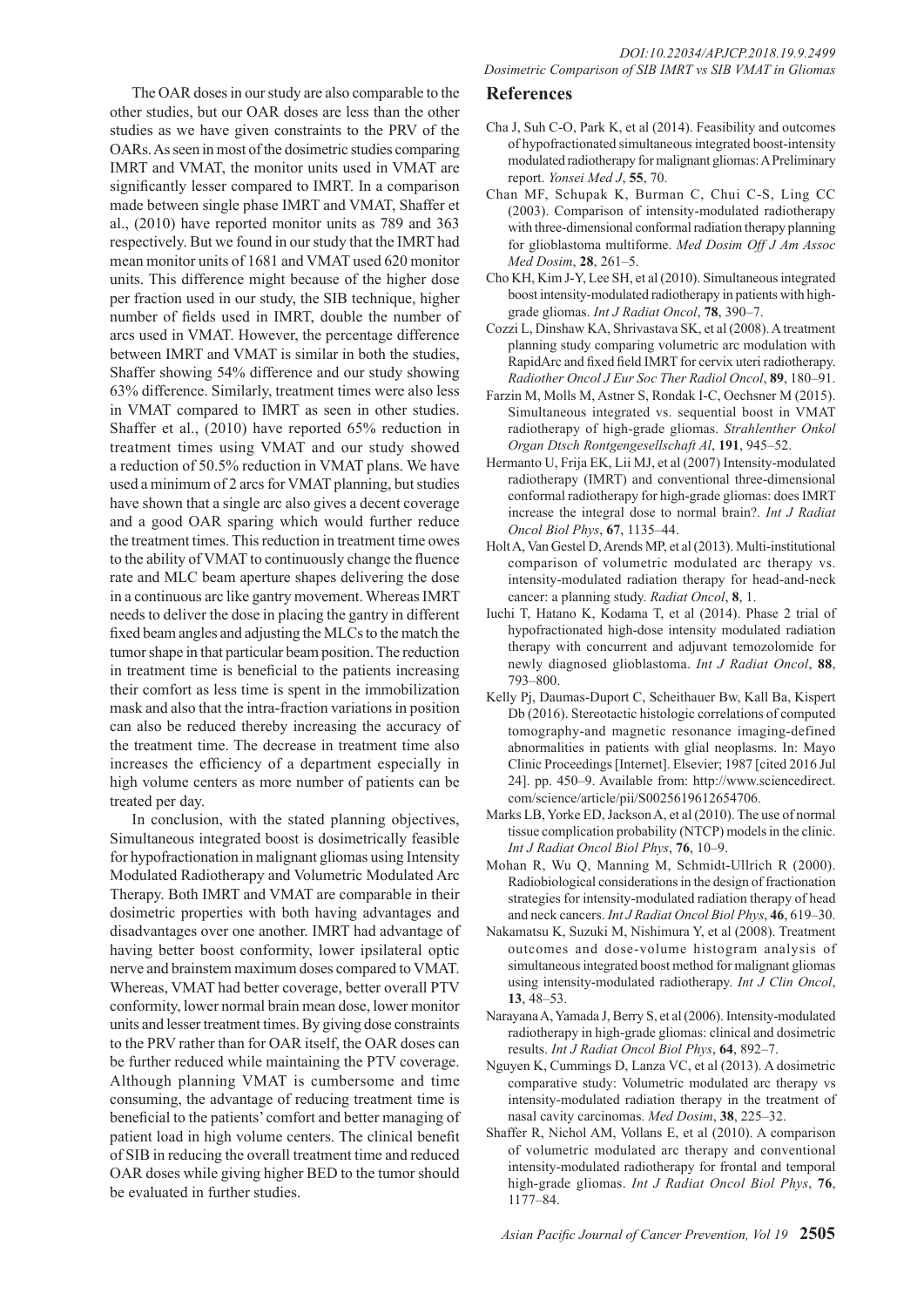The OAR doses in our study are also comparable to the other studies, but our OAR doses are less than the other studies as we have given constraints to the PRV of the OARs. As seen in most of the dosimetric studies comparing IMRT and VMAT, the monitor units used in VMAT are significantly lesser compared to IMRT. In a comparison made between single phase IMRT and VMAT, Shaffer et al., (2010) have reported monitor units as 789 and 363 respectively. But we found in our study that the IMRT had mean monitor units of 1681 and VMAT used 620 monitor units. This difference might because of the higher dose per fraction used in our study, the SIB technique, higher number of fields used in IMRT, double the number of arcs used in VMAT. However, the percentage difference between IMRT and VMAT is similar in both the studies, Shaffer showing 54% difference and our study showing 63% difference. Similarly, treatment times were also less in VMAT compared to IMRT as seen in other studies. Shaffer et al., (2010) have reported 65% reduction in treatment times using VMAT and our study showed a reduction of 50.5% reduction in VMAT plans. We have used a minimum of 2 arcs for VMAT planning, but studies have shown that a single arc also gives a decent coverage and a good OAR sparing which would further reduce the treatment times. This reduction in treatment time owes to the ability of VMAT to continuously change the fluence rate and MLC beam aperture shapes delivering the dose in a continuous arc like gantry movement. Whereas IMRT needs to deliver the dose in placing the gantry in different fixed beam angles and adjusting the MLCs to the match the tumor shape in that particular beam position. The reduction in treatment time is beneficial to the patients increasing their comfort as less time is spent in the immobilization mask and also that the intra-fraction variations in position can also be reduced thereby increasing the accuracy of the treatment time. The decrease in treatment time also increases the efficiency of a department especially in high volume centers as more number of patients can be treated per day.

In conclusion, with the stated planning objectives, Simultaneous integrated boost is dosimetrically feasible for hypofractionation in malignant gliomas using Intensity Modulated Radiotherapy and Volumetric Modulated Arc Therapy. Both IMRT and VMAT are comparable in their dosimetric properties with both having advantages and disadvantages over one another. IMRT had advantage of having better boost conformity, lower ipsilateral optic nerve and brainstem maximum doses compared to VMAT. Whereas, VMAT had better coverage, better overall PTV conformity, lower normal brain mean dose, lower monitor units and lesser treatment times. By giving dose constraints to the PRV rather than for OAR itself, the OAR doses can be further reduced while maintaining the PTV coverage. Although planning VMAT is cumbersome and time consuming, the advantage of reducing treatment time is beneficial to the patients' comfort and better managing of patient load in high volume centers. The clinical benefit of SIB in reducing the overall treatment time and reduced OAR doses while giving higher BED to the tumor should be evaluated in further studies.

## References

Cha J, Suh C-O, Park K, et al (2014). Feasibility and outcomes of hypofractionated simultaneous integrated boost-intensity modulated radiotherapy for malignant gliomas: A Preliminary report. *Yonsei Med J*, **55**, 70.

Chan MF, Schupak K, Burman C, Chui C-S, Ling CC (2003). Comparison of intensity-modulated radiotherapy with three-dimensional conformal radiation therapy planning for glioblastoma multiforme. *Med Dosim Off J Am Assoc Med Dosim*, **28**, 261–5.

Cho KH, Kim J-Y, Lee SH, et al (2010). Simultaneous integrated boost intensity-modulated radiotherapy in patients with high-grade gliomas. *Int J Radiat Oncol*, **78**, 390–7.

Cozzi L, Dinshaw KA, Shrivastava SK, et al (2008). A treatment planning study comparing volumetric arc modulation with RapidArc and fixed field IMRT for cervix uteri radiotherapy. *Radiother Oncol J Eur Soc Ther Radiol Oncol*, **89**, 180–91.

Farzin M, Molls M, Astner S, Rondak I-C, Oechsner M (2015). Simultaneous integrated vs. sequential boost in VMAT radiotherapy of high-grade gliomas. *Strahlenther Onkol Organ Dtsch Rontgengesellschaft Al*, **191**, 945–52.

Hermanto U, Frija EK, Lii MJ, et al (2007) Intensity-modulated radiotherapy (IMRT) and conventional three-dimensional conformal radiotherapy for high-grade gliomas: does IMRT increase the integral dose to normal brain?. *Int J Radiat Oncol Biol Phys*, **67**, 1135–44.

Holt A, Van Gestel D, Arends MP, et al (2013). Multi-institutional comparison of volumetric modulated arc therapy vs. intensity-modulated radiation therapy for head-and-neck cancer: a planning study. *Radiat Oncol*, **8**, 1.

Iuchi T, Hatano K, Kodama T, et al (2014). Phase 2 trial of hypofractionated high-dose intensity modulated radiation therapy with concurrent and adjuvant temozolomide for newly diagnosed glioblastoma. *Int J Radiat Oncol*, **88**, 793–800.

Kelly Pj, Daumas-Duport C, Scheithauer Bw, Kall Ba, Kispert Db (2016). Stereotactic histologic correlations of computed tomography-and magnetic resonance imaging-defined abnormalities in patients with glial neoplasms. In: Mayo Clinic Proceedings [Internet]. Elsevier; 1987 [cited 2016 Jul 24]. pp. 450–9. Available from: http://www.sciencedirect.com/science/article/pii/S0025619612654706.

Marks LB, Yorke ED, Jackson A, et al (2010). The use of normal tissue complication probability (NTCP) models in the clinic. *Int J Radiat Oncol Biol Phys*, **76**, 10–9.

Mohan R, Wu Q, Manning M, Schmidt-Ullrich R (2000). Radiobiological considerations in the design of fractionation strategies for intensity-modulated radiation therapy of head and neck cancers. *Int J Radiat Oncol Biol Phys*, **46**, 619–30.

Nakamatsu K, Suzuki M, Nishimura Y, et al (2008). Treatment outcomes and dose-volume histogram analysis of simultaneous integrated boost method for malignant gliomas using intensity-modulated radiotherapy. *Int J Clin Oncol*, **13**, 48–53.

Narayana A, Yamada J, Berry S, et al (2006). Intensity-modulated radiotherapy in high-grade gliomas: clinical and dosimetric results. *Int J Radiat Oncol Biol Phys*, **64**, 892–7.

Nguyen K, Cummings D, Lanza VC, et al (2013). A dosimetric comparative study: Volumetric modulated arc therapy vs intensity-modulated radiation therapy in the treatment of nasal cavity carcinomas. *Med Dosim*, **38**, 225–32.

Shaffer R, Nichol AM, Vollans E, et al (2010). A comparison of volumetric modulated arc therapy and conventional intensity-modulated radiotherapy for frontal and temporal high-grade gliomas. *Int J Radiat Oncol Biol Phys*, **76**, 1177–84.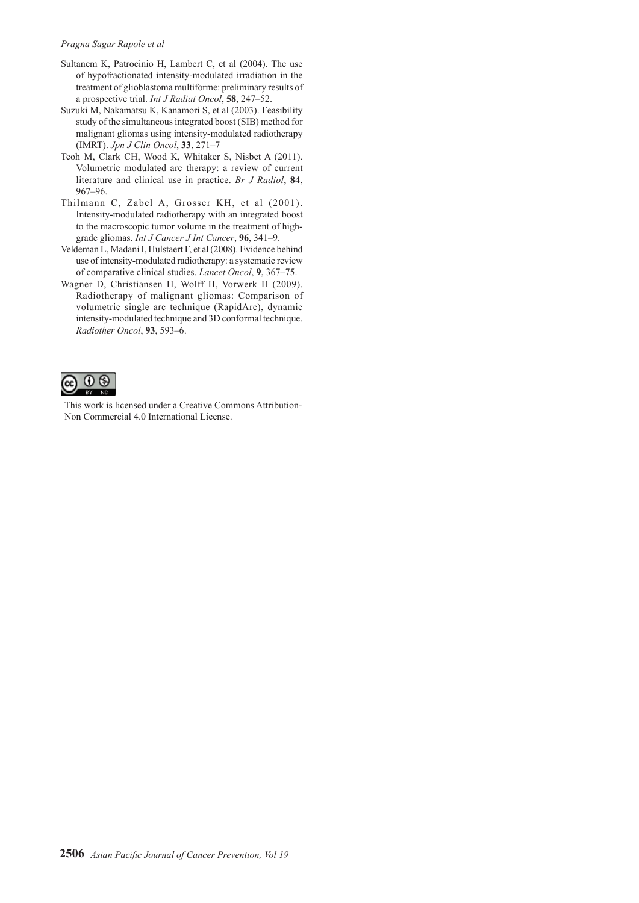Sultanem K, Patrocinio H, Lambert C, et al (2004). The use of hypofractionated intensity-modulated irradiation in the treatment of glioblastoma multiforme: preliminary results of a prospective trial. *Int J Radiat Oncol*, **58**, 247–52.

Suzuki M, Nakamatsu K, Kanamori S, et al (2003). Feasibility study of the simultaneous integrated boost (SIB) method for malignant gliomas using intensity-modulated radiotherapy (IMRT). *Jpn J Clin Oncol*, **33**, 271–7

Teoh M, Clark CH, Wood K, Whitaker S, Nisbet A (2011). Volumetric modulated arc therapy: a review of current literature and clinical use in practice. *Br J Radiol*, **84**, 967–96.

Thilmann C, Zabel A, Grosser KH, et al (2001). Intensity-modulated radiotherapy with an integrated boost to the macroscopic tumor volume in the treatment of high-grade gliomas. *Int J Cancer J Int Cancer*, **96**, 341–9.

Veldeman L, Madani I, Hulstaert F, et al (2008). Evidence behind use of intensity-modulated radiotherapy: a systematic review of comparative clinical studies. *Lancet Oncol*, **9**, 367–75.

Wagner D, Christiansen H, Wolff H, Vorwerk H (2009). Radiotherapy of malignant gliomas: Comparison of volumetric single arc technique (RapidArc), dynamic intensity-modulated technique and 3D conformal technique. *Radiother Oncol*, **93**, 593–6.

This work is licensed under a Creative Commons Attribution-Non Commercial 4.0 International License.